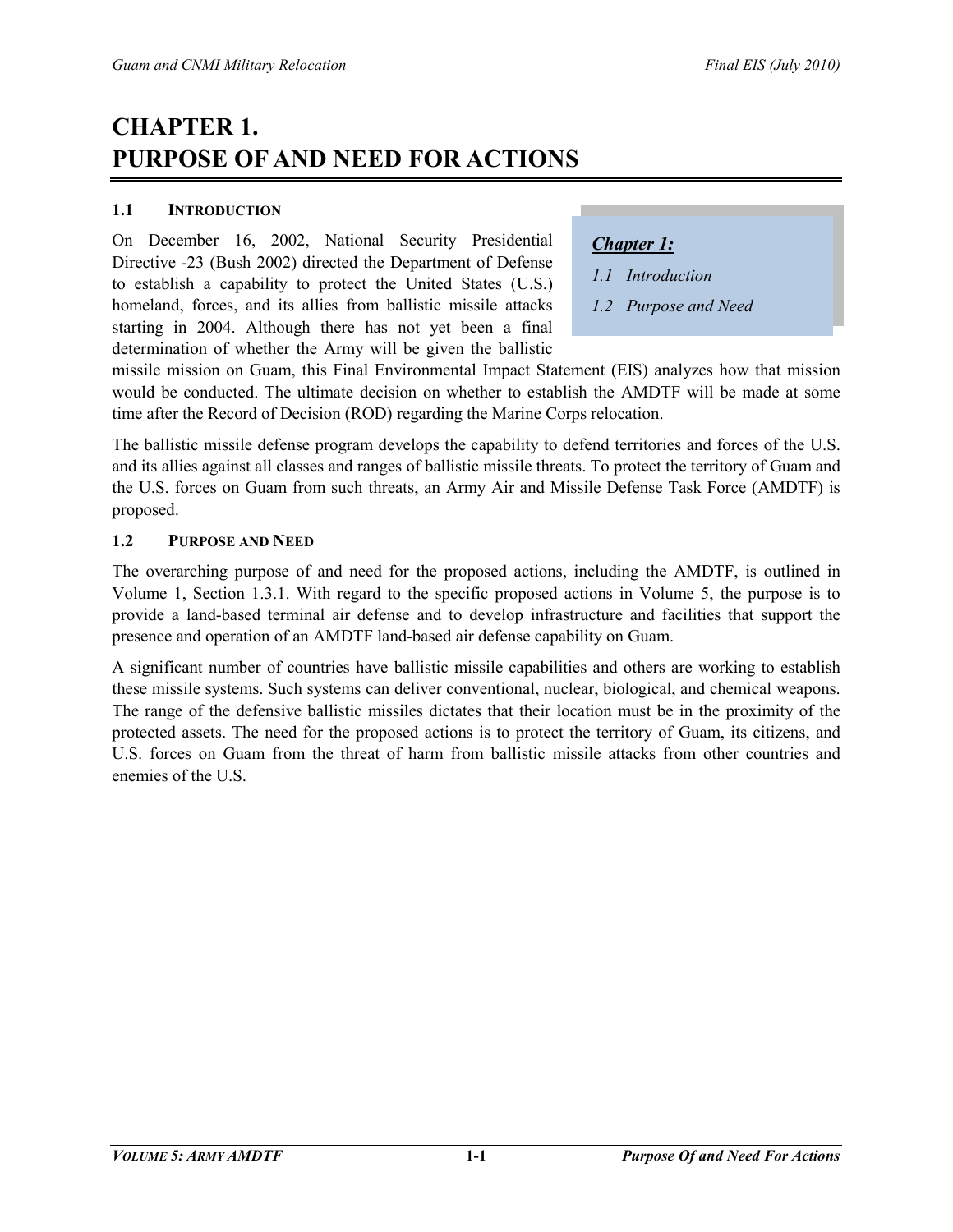# CHAPTER 1. PURPOSE OF AND NEED FOR ACTIONS

## 1.1 Introduction

On December 16, 2002, National Security Presidential Directive -23 (Bush 2002) directed the Department of Defense to establish a capability to protect the United States (U.S.) homeland, forces, and its allies from ballistic missile attacks starting in 2004. Although there has not yet been a final determination of whether the Army will be given the ballistic missile mission on Guam, this Final Environmental Impact Statement (EIS) analyzes how that mission would be conducted. The ultimate decision on whether to establish the AMDTF will be made at some time after the Record of Decision (ROD) regarding the Marine Corps relocation.

> ***Chapter 1:***
>
> *1.1 Introduction*
>
> *1.2 Purpose and Need*

The ballistic missile defense program develops the capability to defend territories and forces of the U.S. and its allies against all classes and ranges of ballistic missile threats. To protect the territory of Guam and the U.S. forces on Guam from such threats, an Army Air and Missile Defense Task Force (AMDTF) is proposed.

## 1.2 Purpose and Need

The overarching purpose of and need for the proposed actions, including the AMDTF, is outlined in Volume 1, Section 1.3.1. With regard to the specific proposed actions in Volume 5, the purpose is to provide a land-based terminal air defense and to develop infrastructure and facilities that support the presence and operation of an AMDTF land-based air defense capability on Guam.

A significant number of countries have ballistic missile capabilities and others are working to establish these missile systems. Such systems can deliver conventional, nuclear, biological, and chemical weapons. The range of the defensive ballistic missiles dictates that their location must be in the proximity of the protected assets. The need for the proposed actions is to protect the territory of Guam, its citizens, and U.S. forces on Guam from the threat of harm from ballistic missile attacks from other countries and enemies of the U.S.